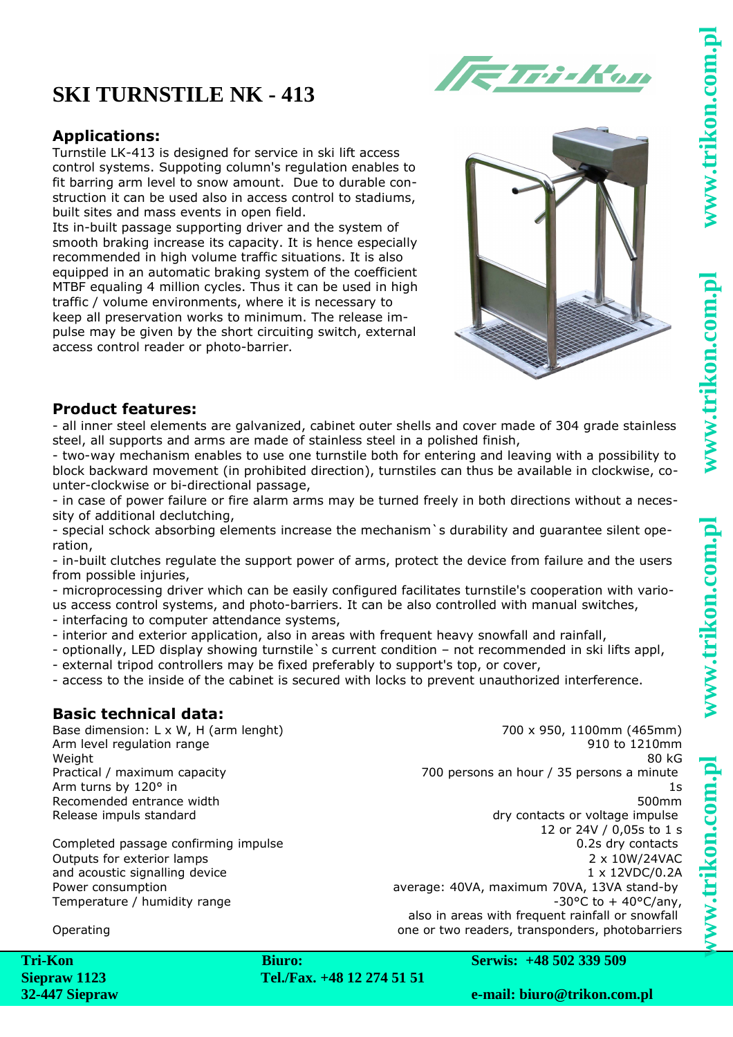# SKI TURNSTILE NK - 413

## Applications:

Turnstile LK-413 is designed for service in ski lift access control systems. Suppoting column's regulation enables to fit barring arm level to snow amount. Due to durable construction it can be used also in access control to stadiums, built sites and mass events in open field.
Its in-built passage supporting driver and the system of smooth braking increase its capacity. It is hence especially recommended in high volume traffic situations. It is also equipped in an automatic braking system of the coefficient MTBF equaling 4 million cycles. Thus it can be used in high traffic / volume environments, where it is necessary to keep all preservation works to minimum. The release impulse may be given by the short circuiting switch, external access control reader or photo-barrier.

## Product features:

- all inner steel elements are galvanized, cabinet outer shells and cover made of 304 grade stainless steel, all supports and arms are made of stainless steel in a polished finish,
- two-way mechanism enables to use one turnstile both for entering and leaving with a possibility to block backward movement (in prohibited direction), turnstiles can thus be available in clockwise, counter-clockwise or bi-directional passage,
- in case of power failure or fire alarm arms may be turned freely in both directions without a necessity of additional declutching,
- special schock absorbing elements increase the mechanism`s durability and guarantee silent operation,
- in-built clutches regulate the support power of arms, protect the device from failure and the users from possible injuries,
- microprocessing driver which can be easily configured facilitates turnstile's cooperation with various access control systems, and photo-barriers. It can be also controlled with manual switches,
- interfacing to computer attendance systems,
- interior and exterior application, also in areas with frequent heavy snowfall and rainfall,
- optionally, LED display showing turnstile`s current condition – not recommended in ski lifts appl,
- external tripod controllers may be fixed preferably to support's top, or cover,
- access to the inside of the cabinet is secured with locks to prevent unauthorized interference.

## Basic technical data:

| | |
|---|---|
| Base dimension: L x W, H (arm lenght) | 700 x 950, 1100mm (465mm) |
| Arm level regulation range | 910 to 1210mm |
| Weight | 80 kG |
| Practical / maximum capacity | 700 persons an hour / 35 persons a minute |
| Arm turns by 120° in | 1s |
| Recomended entrance width | 500mm |
| Release impuls standard | dry contacts or voltage impulse 12 or 24V / 0,05s to 1 s |
| Completed passage confirming impulse | 0.2s dry contacts |
| Outputs for exterior lamps | 2 x 10W/24VAC |
| and acoustic signalling device | 1 x 12VDC/0.2A |
| Power consumption | average: 40VA, maximum 70VA, 13VA stand-by |
| Temperature / humidity range | -30°C to + 40°C/any, also in areas with frequent rainfall or snowfall |
| Operating | one or two readers, transponders, photobarriers |

**Tri-Kon**
**Siepraw 1123**
**32-447 Siepraw**

**Biuro:**
**Tel./Fax. +48 12 274 51 51**

**Serwis: +48 502 339 509**
**e-mail: biuro@trikon.com.pl**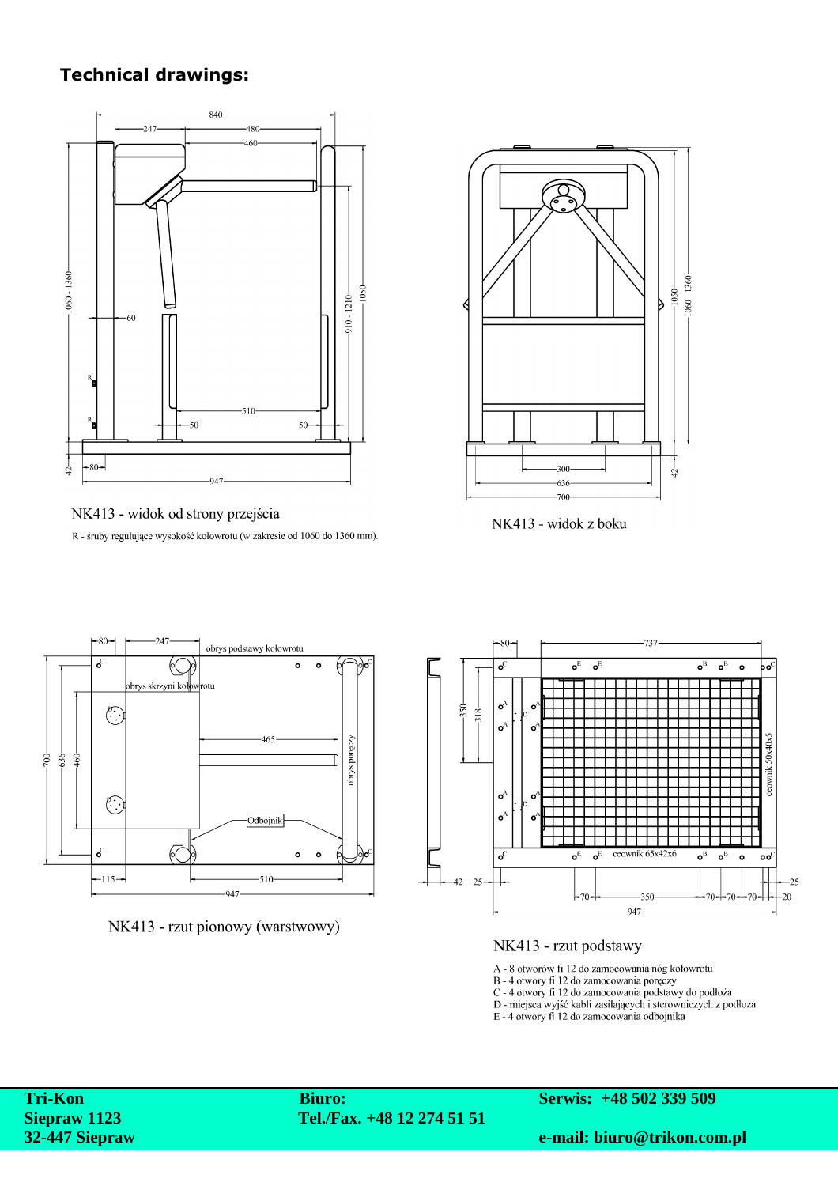## Technical drawings:

840
247
480
460
1060 - 1360
60
910 - 1210
1050
R
R
510
50
50
42
80
947

NK413 - widok od strony przejścia

R - śruby regulujące wysokość kołowrotu (w zakresie od 1060 do 1360 mm).

1050
1060 - 1360
300
636
700
42

NK413 - widok z boku

80
247
obrys podstawy kołowrotu
obrys skrzyni kołowrotu
700
636
460
465
obrys poręczy
Odbojnik
115
510
947

NK413 - rzut pionowy (warstwowy)

80
737
350
318
ceownik 50x40x5
ceownik 65x42x6
42
25
70
350
70
70
70
25
20
947

NK413 - rzut podstawy

A - 8 otworów fi 12 do zamocowania nóg kołowrotu
B - 4 otwory fi 12 do zamocowania poręczy
C - 4 otwory fi 12 do zamocowania podstawy do podłoża
D - miejsca wyjść kabli zasilających i sterowniczych z podłoża
E - 4 otwory fi 12 do zamocowania odbojnika

**Tri-Kon**
**Siepraw 1123**
**32-447 Siepraw**

**Biuro:**
**Tel./Fax. +48 12 274 51 51**

**Serwis: +48 502 339 509**

**e-mail: biuro@trikon.com.pl**